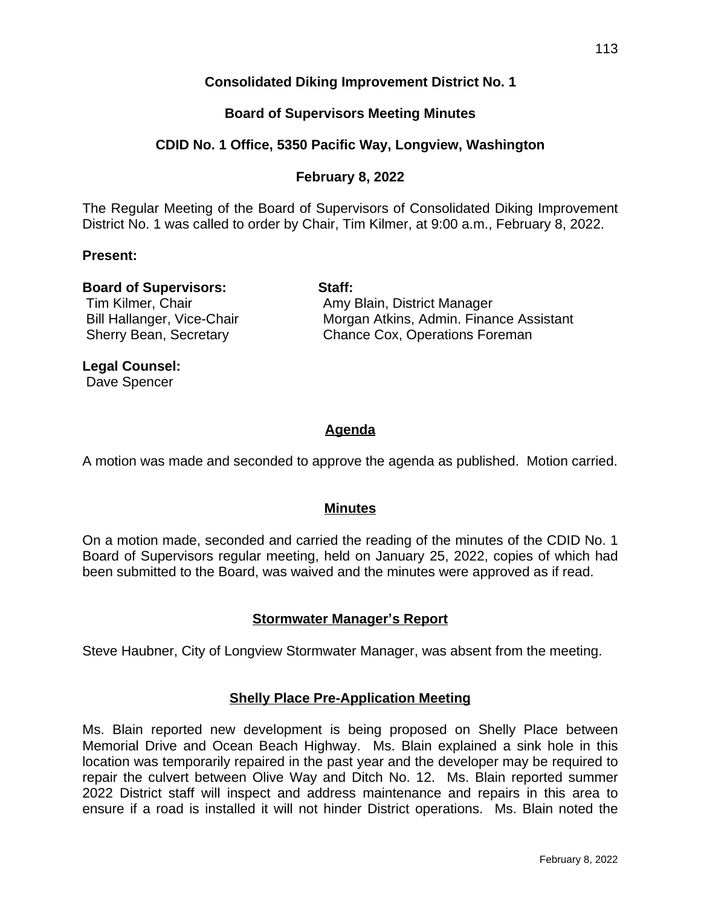# Consolidated Diking Improvement District No. 1

## Board of Supervisors Meeting Minutes

## CDID No. 1 Office, 5350 Pacific Way, Longview, Washington

## February 8, 2022

The Regular Meeting of the Board of Supervisors of Consolidated Diking Improvement District No. 1 was called to order by Chair, Tim Kilmer, at 9:00 a.m., February 8, 2022.

**Present:**

**Board of Supervisors:**
Tim Kilmer, Chair
Bill Hallanger, Vice-Chair
Sherry Bean, Secretary

**Staff:**
Amy Blain, District Manager
Morgan Atkins, Admin. Finance Assistant
Chance Cox, Operations Foreman

**Legal Counsel:**
Dave Spencer

### Agenda

A motion was made and seconded to approve the agenda as published. Motion carried.

### Minutes

On a motion made, seconded and carried the reading of the minutes of the CDID No. 1 Board of Supervisors regular meeting, held on January 25, 2022, copies of which had been submitted to the Board, was waived and the minutes were approved as if read.

### Stormwater Manager's Report

Steve Haubner, City of Longview Stormwater Manager, was absent from the meeting.

### Shelly Place Pre-Application Meeting

Ms. Blain reported new development is being proposed on Shelly Place between Memorial Drive and Ocean Beach Highway. Ms. Blain explained a sink hole in this location was temporarily repaired in the past year and the developer may be required to repair the culvert between Olive Way and Ditch No. 12. Ms. Blain reported summer 2022 District staff will inspect and address maintenance and repairs in this area to ensure if a road is installed it will not hinder District operations. Ms. Blain noted the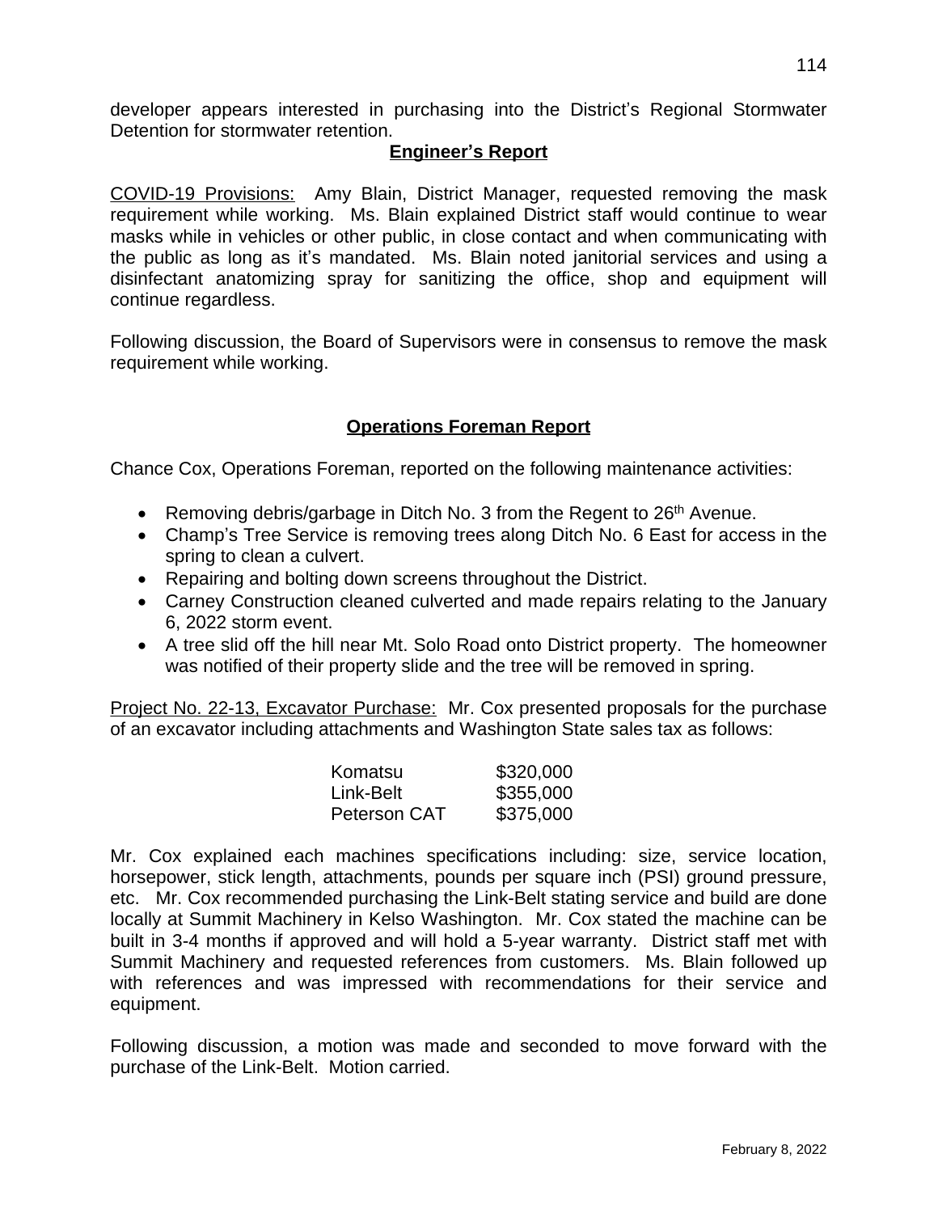developer appears interested in purchasing into the District's Regional Stormwater Detention for stormwater retention.

## Engineer's Report

COVID-19 Provisions: Amy Blain, District Manager, requested removing the mask requirement while working. Ms. Blain explained District staff would continue to wear masks while in vehicles or other public, in close contact and when communicating with the public as long as it's mandated. Ms. Blain noted janitorial services and using a disinfectant anatomizing spray for sanitizing the office, shop and equipment will continue regardless.

Following discussion, the Board of Supervisors were in consensus to remove the mask requirement while working.

## Operations Foreman Report

Chance Cox, Operations Foreman, reported on the following maintenance activities:

- Removing debris/garbage in Ditch No. 3 from the Regent to 26th Avenue.
- Champ's Tree Service is removing trees along Ditch No. 6 East for access in the spring to clean a culvert.
- Repairing and bolting down screens throughout the District.
- Carney Construction cleaned culverted and made repairs relating to the January 6, 2022 storm event.
- A tree slid off the hill near Mt. Solo Road onto District property. The homeowner was notified of their property slide and the tree will be removed in spring.

Project No. 22-13, Excavator Purchase: Mr. Cox presented proposals for the purchase of an excavator including attachments and Washington State sales tax as follows:

| | |
|---|---|
| Komatsu | $320,000 |
| Link-Belt | $355,000 |
| Peterson CAT | $375,000 |

Mr. Cox explained each machines specifications including: size, service location, horsepower, stick length, attachments, pounds per square inch (PSI) ground pressure, etc. Mr. Cox recommended purchasing the Link-Belt stating service and build are done locally at Summit Machinery in Kelso Washington. Mr. Cox stated the machine can be built in 3-4 months if approved and will hold a 5-year warranty. District staff met with Summit Machinery and requested references from customers. Ms. Blain followed up with references and was impressed with recommendations for their service and equipment.

Following discussion, a motion was made and seconded to move forward with the purchase of the Link-Belt. Motion carried.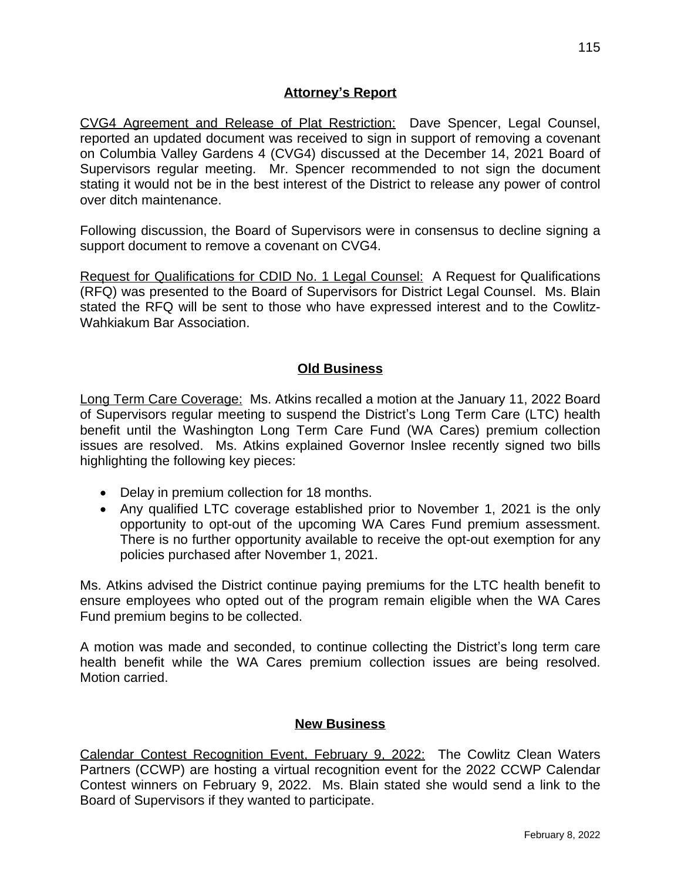## Attorney's Report

CVG4 Agreement and Release of Plat Restriction: Dave Spencer, Legal Counsel, reported an updated document was received to sign in support of removing a covenant on Columbia Valley Gardens 4 (CVG4) discussed at the December 14, 2021 Board of Supervisors regular meeting. Mr. Spencer recommended to not sign the document stating it would not be in the best interest of the District to release any power of control over ditch maintenance.

Following discussion, the Board of Supervisors were in consensus to decline signing a support document to remove a covenant on CVG4.

Request for Qualifications for CDID No. 1 Legal Counsel: A Request for Qualifications (RFQ) was presented to the Board of Supervisors for District Legal Counsel. Ms. Blain stated the RFQ will be sent to those who have expressed interest and to the Cowlitz-Wahkiakum Bar Association.

## Old Business

Long Term Care Coverage: Ms. Atkins recalled a motion at the January 11, 2022 Board of Supervisors regular meeting to suspend the District's Long Term Care (LTC) health benefit until the Washington Long Term Care Fund (WA Cares) premium collection issues are resolved. Ms. Atkins explained Governor Inslee recently signed two bills highlighting the following key pieces:

- Delay in premium collection for 18 months.
- Any qualified LTC coverage established prior to November 1, 2021 is the only opportunity to opt-out of the upcoming WA Cares Fund premium assessment. There is no further opportunity available to receive the opt-out exemption for any policies purchased after November 1, 2021.

Ms. Atkins advised the District continue paying premiums for the LTC health benefit to ensure employees who opted out of the program remain eligible when the WA Cares Fund premium begins to be collected.

A motion was made and seconded, to continue collecting the District's long term care health benefit while the WA Cares premium collection issues are being resolved. Motion carried.

## New Business

Calendar Contest Recognition Event, February 9, 2022: The Cowlitz Clean Waters Partners (CCWP) are hosting a virtual recognition event for the 2022 CCWP Calendar Contest winners on February 9, 2022. Ms. Blain stated she would send a link to the Board of Supervisors if they wanted to participate.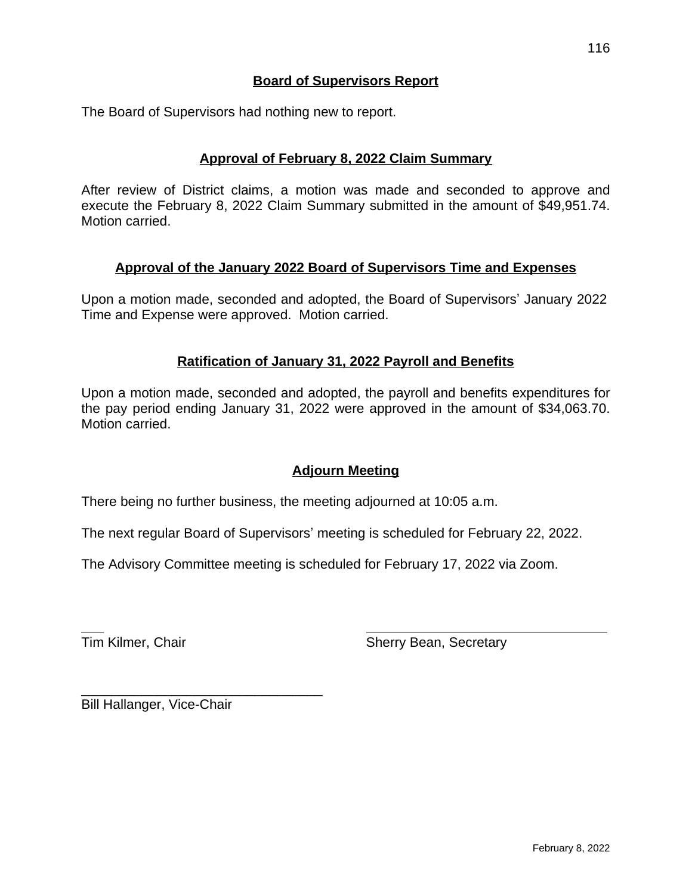**Board of Supervisors Report**

The Board of Supervisors had nothing new to report.

**Approval of February 8, 2022 Claim Summary**

After review of District claims, a motion was made and seconded to approve and execute the February 8, 2022 Claim Summary submitted in the amount of $49,951.74. Motion carried.

**Approval of the January 2022 Board of Supervisors Time and Expenses**

Upon a motion made, seconded and adopted, the Board of Supervisors' January 2022 Time and Expense were approved. Motion carried.

**Ratification of January 31, 2022 Payroll and Benefits**

Upon a motion made, seconded and adopted, the payroll and benefits expenditures for the pay period ending January 31, 2022 were approved in the amount of $34,063.70. Motion carried.

**Adjourn Meeting**

There being no further business, the meeting adjourned at 10:05 a.m.

The next regular Board of Supervisors' meeting is scheduled for February 22, 2022.

The Advisory Committee meeting is scheduled for February 17, 2022 via Zoom.

___

Tim Kilmer, Chair

_________________________________

Sherry Bean, Secretary

_________________________________

Bill Hallanger, Vice-Chair